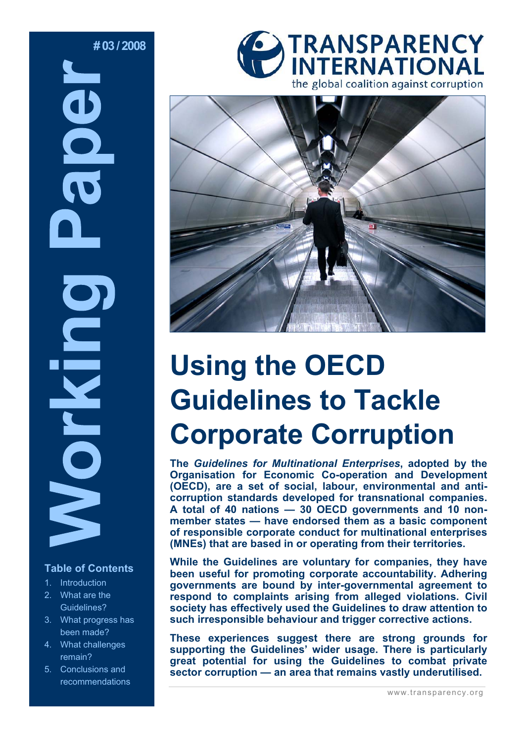# 03 / 2008

**Working Paper**

**TRANSPARENCY INTERNATIONAL**
the global coalition against corruption

# Using the OECD Guidelines to Tackle Corporate Corruption

**The *Guidelines for Multinational Enterprises*, adopted by the Organisation for Economic Co-operation and Development (OECD), are a set of social, labour, environmental and anti-corruption standards developed for transnational companies. A total of 40 nations — 30 OECD governments and 10 non-member states — have endorsed them as a basic component of responsible corporate conduct for multinational enterprises (MNEs) that are based in or operating from their territories.**

**While the Guidelines are voluntary for companies, they have been useful for promoting corporate accountability. Adhering governments are bound by inter-governmental agreement to respond to complaints arising from alleged violations. Civil society has effectively used the Guidelines to draw attention to such irresponsible behaviour and trigger corrective actions.**

**These experiences suggest there are strong grounds for supporting the Guidelines' wider usage. There is particularly great potential for using the Guidelines to combat private sector corruption — an area that remains vastly underutilised.**

## Table of Contents

1. Introduction
2. What are the Guidelines?
3. What progress has been made?
4. What challenges remain?
5. Conclusions and recommendations

www.transparency.org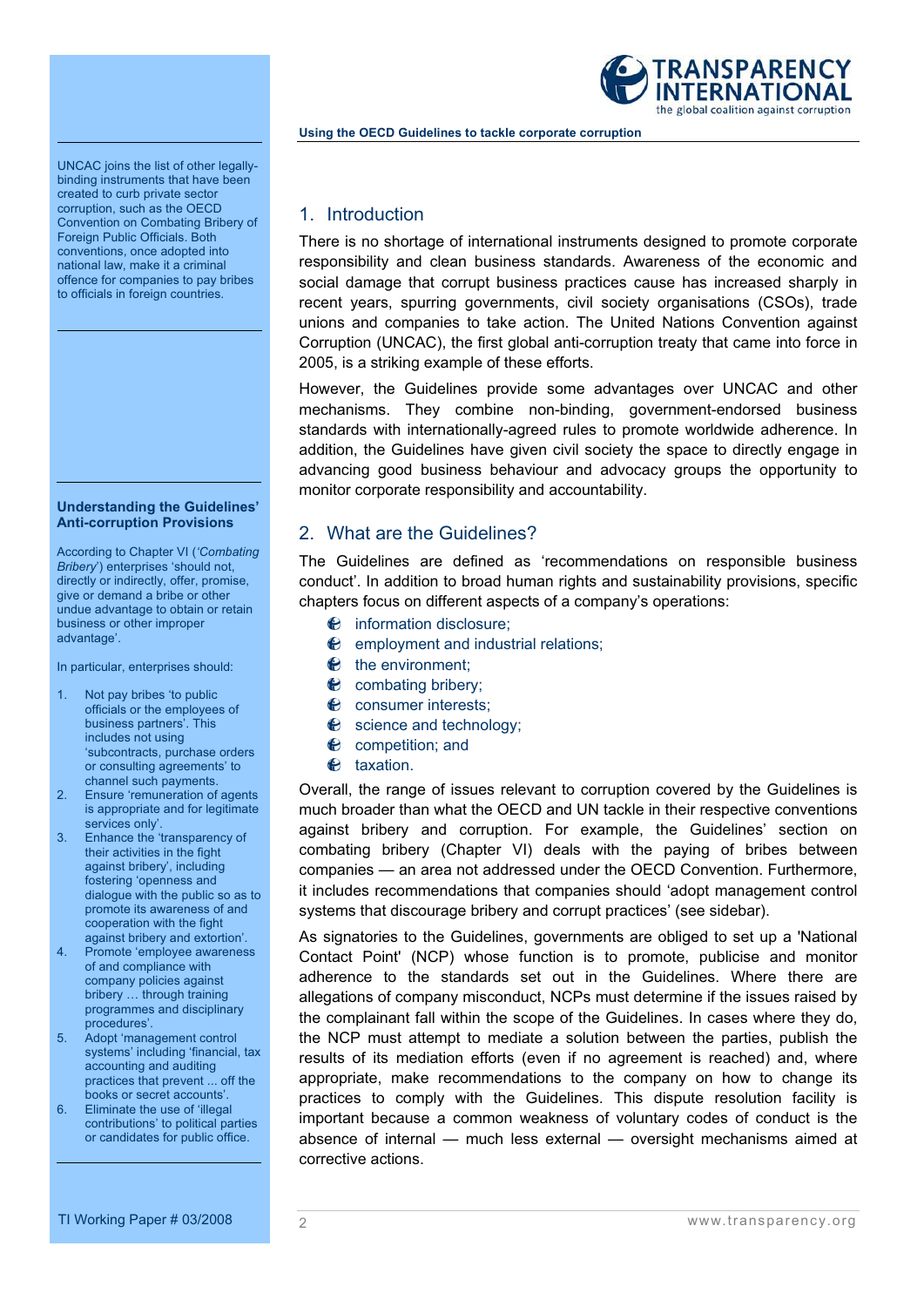UNCAC joins the list of other legally-binding instruments that have been created to curb private sector corruption, such as the OECD Convention on Combating Bribery of Foreign Public Officials. Both conventions, once adopted into national law, make it a criminal offence for companies to pay bribes to officials in foreign countries.

**Understanding the Guidelines' Anti-corruption Provisions**

According to Chapter VI (*'Combating Bribery'*) enterprises 'should not, directly or indirectly, offer, promise, give or demand a bribe or other undue advantage to obtain or retain business or other improper advantage'.

In particular, enterprises should:

1. Not pay bribes 'to public officials or the employees of business partners'. This includes not using 'subcontracts, purchase orders or consulting agreements' to channel such payments.
2. Ensure 'remuneration of agents is appropriate and for legitimate services only'.
3. Enhance the 'transparency of their activities in the fight against bribery', including fostering 'openness and dialogue with the public so as to promote its awareness of and cooperation with the fight against bribery and extortion'.
4. Promote 'employee awareness of and compliance with company policies against bribery … through training programmes and disciplinary procedures'.
5. Adopt 'management control systems' including 'financial, tax accounting and auditing practices that prevent ... off the books or secret accounts'.
6. Eliminate the use of 'illegal contributions' to political parties or candidates for public office.

## 1. Introduction

There is no shortage of international instruments designed to promote corporate responsibility and clean business standards. Awareness of the economic and social damage that corrupt business practices cause has increased sharply in recent years, spurring governments, civil society organisations (CSOs), trade unions and companies to take action. The United Nations Convention against Corruption (UNCAC), the first global anti-corruption treaty that came into force in 2005, is a striking example of these efforts.

However, the Guidelines provide some advantages over UNCAC and other mechanisms. They combine non-binding, government-endorsed business standards with internationally-agreed rules to promote worldwide adherence. In addition, the Guidelines have given civil society the space to directly engage in advancing good business behaviour and advocacy groups the opportunity to monitor corporate responsibility and accountability.

## 2. What are the Guidelines?

The Guidelines are defined as 'recommendations on responsible business conduct'. In addition to broad human rights and sustainability provisions, specific chapters focus on different aspects of a company's operations:

- information disclosure;
- employment and industrial relations;
- the environment;
- combating bribery;
- consumer interests;
- science and technology;
- competition; and
- taxation.

Overall, the range of issues relevant to corruption covered by the Guidelines is much broader than what the OECD and UN tackle in their respective conventions against bribery and corruption. For example, the Guidelines' section on combating bribery (Chapter VI) deals with the paying of bribes between companies — an area not addressed under the OECD Convention. Furthermore, it includes recommendations that companies should 'adopt management control systems that discourage bribery and corrupt practices' (see sidebar).

As signatories to the Guidelines, governments are obliged to set up a 'National Contact Point' (NCP) whose function is to promote, publicise and monitor adherence to the standards set out in the Guidelines. Where there are allegations of company misconduct, NCPs must determine if the issues raised by the complainant fall within the scope of the Guidelines. In cases where they do, the NCP must attempt to mediate a solution between the parties, publish the results of its mediation efforts (even if no agreement is reached) and, where appropriate, make recommendations to the company on how to change its practices to comply with the Guidelines. This dispute resolution facility is important because a common weakness of voluntary codes of conduct is the absence of internal — much less external — oversight mechanisms aimed at corrective actions.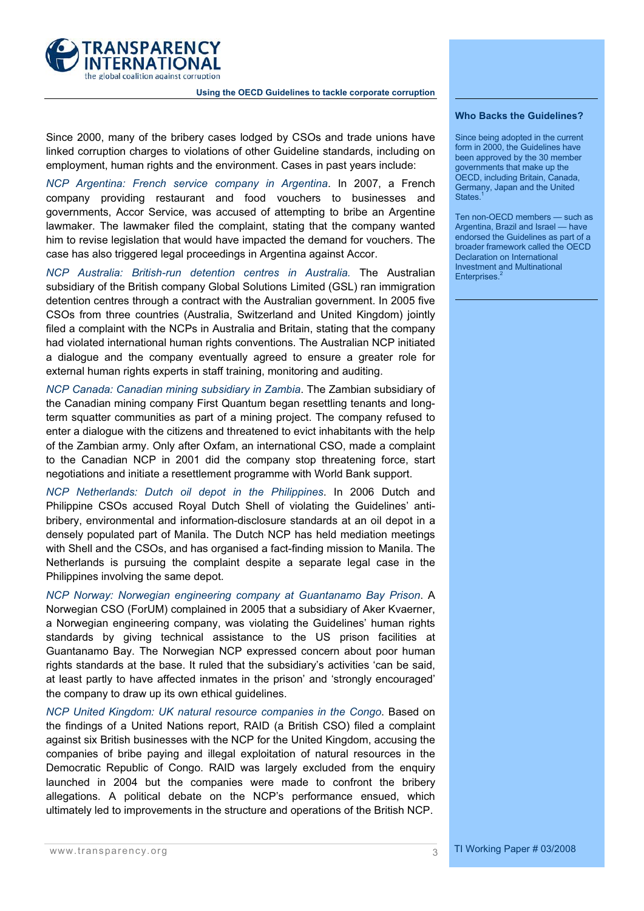Since 2000, many of the bribery cases lodged by CSOs and trade unions have linked corruption charges to violations of other Guideline standards, including on employment, human rights and the environment. Cases in past years include:

*NCP Argentina: French service company in Argentina*. In 2007, a French company providing restaurant and food vouchers to businesses and governments, Accor Service, was accused of attempting to bribe an Argentine lawmaker. The lawmaker filed the complaint, stating that the company wanted him to revise legislation that would have impacted the demand for vouchers. The case has also triggered legal proceedings in Argentina against Accor.

*NCP Australia: British-run detention centres in Australia.* The Australian subsidiary of the British company Global Solutions Limited (GSL) ran immigration detention centres through a contract with the Australian government. In 2005 five CSOs from three countries (Australia, Switzerland and United Kingdom) jointly filed a complaint with the NCPs in Australia and Britain, stating that the company had violated international human rights conventions. The Australian NCP initiated a dialogue and the company eventually agreed to ensure a greater role for external human rights experts in staff training, monitoring and auditing.

*NCP Canada: Canadian mining subsidiary in Zambia*. The Zambian subsidiary of the Canadian mining company First Quantum began resettling tenants and long-term squatter communities as part of a mining project. The company refused to enter a dialogue with the citizens and threatened to evict inhabitants with the help of the Zambian army. Only after Oxfam, an international CSO, made a complaint to the Canadian NCP in 2001 did the company stop threatening force, start negotiations and initiate a resettlement programme with World Bank support.

*NCP Netherlands: Dutch oil depot in the Philippines*. In 2006 Dutch and Philippine CSOs accused Royal Dutch Shell of violating the Guidelines' anti-bribery, environmental and information-disclosure standards at an oil depot in a densely populated part of Manila. The Dutch NCP has held mediation meetings with Shell and the CSOs, and has organised a fact-finding mission to Manila. The Netherlands is pursuing the complaint despite a separate legal case in the Philippines involving the same depot.

*NCP Norway: Norwegian engineering company at Guantanamo Bay Prison*. A Norwegian CSO (ForUM) complained in 2005 that a subsidiary of Aker Kvaerner, a Norwegian engineering company, was violating the Guidelines' human rights standards by giving technical assistance to the US prison facilities at Guantanamo Bay. The Norwegian NCP expressed concern about poor human rights standards at the base. It ruled that the subsidiary's activities 'can be said, at least partly to have affected inmates in the prison' and 'strongly encouraged' the company to draw up its own ethical guidelines.

*NCP United Kingdom: UK natural resource companies in the Congo*. Based on the findings of a United Nations report, RAID (a British CSO) filed a complaint against six British businesses with the NCP for the United Kingdom, accusing the companies of bribe paying and illegal exploitation of natural resources in the Democratic Republic of Congo. RAID was largely excluded from the enquiry launched in 2004 but the companies were made to confront the bribery allegations. A political debate on the NCP's performance ensued, which ultimately led to improvements in the structure and operations of the British NCP.

### Who Backs the Guidelines?

Since being adopted in the current form in 2000, the Guidelines have been approved by the 30 member governments that make up the OECD, including Britain, Canada, Germany, Japan and the United States.[1]

Ten non-OECD members — such as Argentina, Brazil and Israel — have endorsed the Guidelines as part of a broader framework called the OECD Declaration on International Investment and Multinational Enterprises.[2]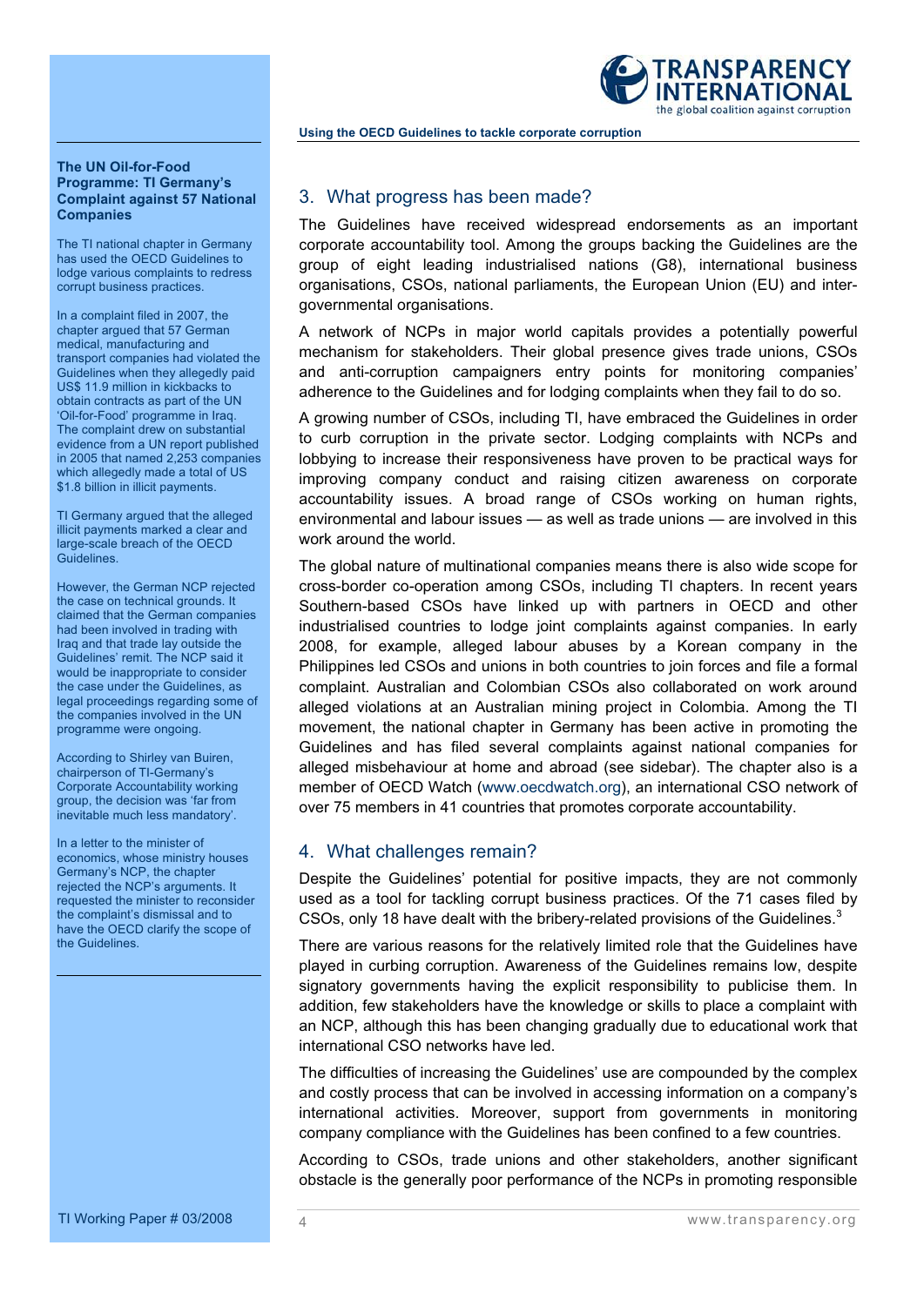## 3. What progress has been made?

The Guidelines have received widespread endorsements as an important corporate accountability tool. Among the groups backing the Guidelines are the group of eight leading industrialised nations (G8), international business organisations, CSOs, national parliaments, the European Union (EU) and inter-governmental organisations.

A network of NCPs in major world capitals provides a potentially powerful mechanism for stakeholders. Their global presence gives trade unions, CSOs and anti-corruption campaigners entry points for monitoring companies' adherence to the Guidelines and for lodging complaints when they fail to do so.

A growing number of CSOs, including TI, have embraced the Guidelines in order to curb corruption in the private sector. Lodging complaints with NCPs and lobbying to increase their responsiveness have proven to be practical ways for improving company conduct and raising citizen awareness on corporate accountability issues. A broad range of CSOs working on human rights, environmental and labour issues — as well as trade unions — are involved in this work around the world.

The global nature of multinational companies means there is also wide scope for cross-border co-operation among CSOs, including TI chapters. In recent years Southern-based CSOs have linked up with partners in OECD and other industrialised countries to lodge joint complaints against companies. In early 2008, for example, alleged labour abuses by a Korean company in the Philippines led CSOs and unions in both countries to join forces and file a formal complaint. Australian and Colombian CSOs also collaborated on work around alleged violations at an Australian mining project in Colombia. Among the TI movement, the national chapter in Germany has been active in promoting the Guidelines and has filed several complaints against national companies for alleged misbehaviour at home and abroad (see sidebar). The chapter also is a member of OECD Watch (www.oecdwatch.org), an international CSO network of over 75 members in 41 countries that promotes corporate accountability.

## 4. What challenges remain?

Despite the Guidelines' potential for positive impacts, they are not commonly used as a tool for tackling corrupt business practices. Of the 71 cases filed by CSOs, only 18 have dealt with the bribery-related provisions of the Guidelines.[3]

There are various reasons for the relatively limited role that the Guidelines have played in curbing corruption. Awareness of the Guidelines remains low, despite signatory governments having the explicit responsibility to publicise them. In addition, few stakeholders have the knowledge or skills to place a complaint with an NCP, although this has been changing gradually due to educational work that international CSO networks have led.

The difficulties of increasing the Guidelines' use are compounded by the complex and costly process that can be involved in accessing information on a company's international activities. Moreover, support from governments in monitoring company compliance with the Guidelines has been confined to a few countries.

According to CSOs, trade unions and other stakeholders, another significant obstacle is the generally poor performance of the NCPs in promoting responsible

---

**The UN Oil-for-Food Programme: TI Germany's Complaint against 57 National Companies**

The TI national chapter in Germany has used the OECD Guidelines to lodge various complaints to redress corrupt business practices.

In a complaint filed in 2007, the chapter argued that 57 German medical, manufacturing and transport companies had violated the Guidelines when they allegedly paid US$ 11.9 million in kickbacks to obtain contracts as part of the UN 'Oil-for-Food' programme in Iraq. The complaint drew on substantial evidence from a UN report published in 2005 that named 2,253 companies which allegedly made a total of US $1.8 billion in illicit payments.

TI Germany argued that the alleged illicit payments marked a clear and large-scale breach of the OECD Guidelines.

However, the German NCP rejected the case on technical grounds. It claimed that the German companies had been involved in trading with Iraq and that trade lay outside the Guidelines' remit. The NCP said it would be inappropriate to consider the case under the Guidelines, as legal proceedings regarding some of the companies involved in the UN programme were ongoing.

According to Shirley van Buiren, chairperson of TI-Germany's Corporate Accountability working group, the decision was 'far from inevitable much less mandatory'.

In a letter to the minister of economics, whose ministry houses Germany's NCP, the chapter rejected the NCP's arguments. It requested the minister to reconsider the complaint's dismissal and to have the OECD clarify the scope of the Guidelines.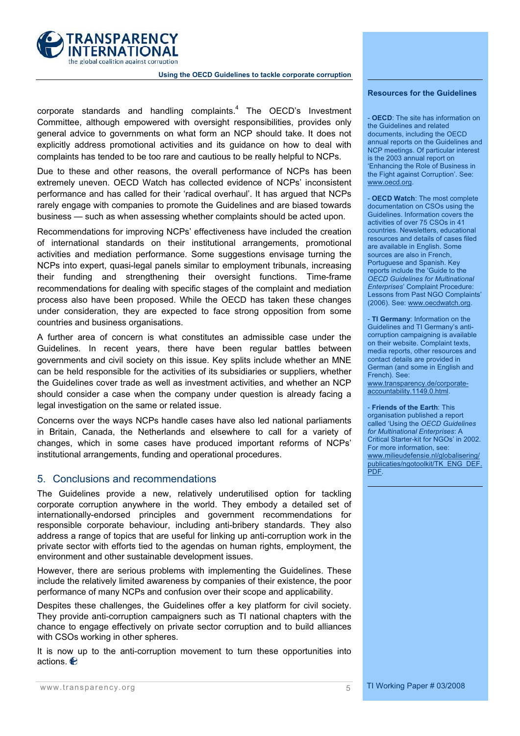corporate standards and handling complaints.[4] The OECD's Investment Committee, although empowered with oversight responsibilities, provides only general advice to governments on what form an NCP should take. It does not explicitly address promotional activities and its guidance on how to deal with complaints has tended to be too rare and cautious to be really helpful to NCPs.

Due to these and other reasons, the overall performance of NCPs has been extremely uneven. OECD Watch has collected evidence of NCPs' inconsistent performance and has called for their 'radical overhaul'. It has argued that NCPs rarely engage with companies to promote the Guidelines and are biased towards business — such as when assessing whether complaints should be acted upon.

Recommendations for improving NCPs' effectiveness have included the creation of international standards on their institutional arrangements, promotional activities and mediation performance. Some suggestions envisage turning the NCPs into expert, quasi-legal panels similar to employment tribunals, increasing their funding and strengthening their oversight functions. Time-frame recommendations for dealing with specific stages of the complaint and mediation process also have been proposed. While the OECD has taken these changes under consideration, they are expected to face strong opposition from some countries and business organisations.

A further area of concern is what constitutes an admissible case under the Guidelines. In recent years, there have been regular battles between governments and civil society on this issue. Key splits include whether an MNE can be held responsible for the activities of its subsidiaries or suppliers, whether the Guidelines cover trade as well as investment activities, and whether an NCP should consider a case when the company under question is already facing a legal investigation on the same or related issue.

Concerns over the ways NCPs handle cases have also led national parliaments in Britain, Canada, the Netherlands and elsewhere to call for a variety of changes, which in some cases have produced important reforms of NCPs' institutional arrangements, funding and operational procedures.

## 5. Conclusions and recommendations

The Guidelines provide a new, relatively underutilised option for tackling corporate corruption anywhere in the world. They embody a detailed set of internationally-endorsed principles and government recommendations for responsible corporate behaviour, including anti-bribery standards. They also address a range of topics that are useful for linking up anti-corruption work in the private sector with efforts tied to the agendas on human rights, employment, the environment and other sustainable development issues.

However, there are serious problems with implementing the Guidelines. These include the relatively limited awareness by companies of their existence, the poor performance of many NCPs and confusion over their scope and applicability.

Despites these challenges, the Guidelines offer a key platform for civil society. They provide anti-corruption campaigners such as TI national chapters with the chance to engage effectively on private sector corruption and to build alliances with CSOs working in other spheres.

It is now up to the anti-corruption movement to turn these opportunities into actions.

### Resources for the Guidelines

- **OECD**: The site has information on the Guidelines and related documents, including the OECD annual reports on the Guidelines and NCP meetings. Of particular interest is the 2003 annual report on 'Enhancing the Role of Business in the Fight against Corruption'. See: www.oecd.org.

- **OECD Watch**: The most complete documentation on CSOs using the Guidelines. Information covers the activities of over 75 CSOs in 41 countries. Newsletters, educational resources and details of cases filed are available in English. Some sources are also in French, Portuguese and Spanish. Key reports include the 'Guide to the *OECD Guidelines for Multinational Enterprises*' Complaint Procedure: Lessons from Past NGO Complaints' (2006). See: www.oecdwatch.org.

- **TI Germany**: Information on the Guidelines and TI Germany's anti-corruption campaigning is available on their website. Complaint texts, media reports, other resources and contact details are provided in German (and some in English and French). See: www.transparency.de/corporate-accountability.1149.0.html.

- **Friends of the Earth**: This organisation published a report called 'Using the *OECD Guidelines for Multinational Enterprises*: A Critical Starter-kit for NGOs' in 2002. For more information, see: www.milieudefensie.nl/globalisering/publicaties/ngotoolkit/TK_ENG_DEF.PDF.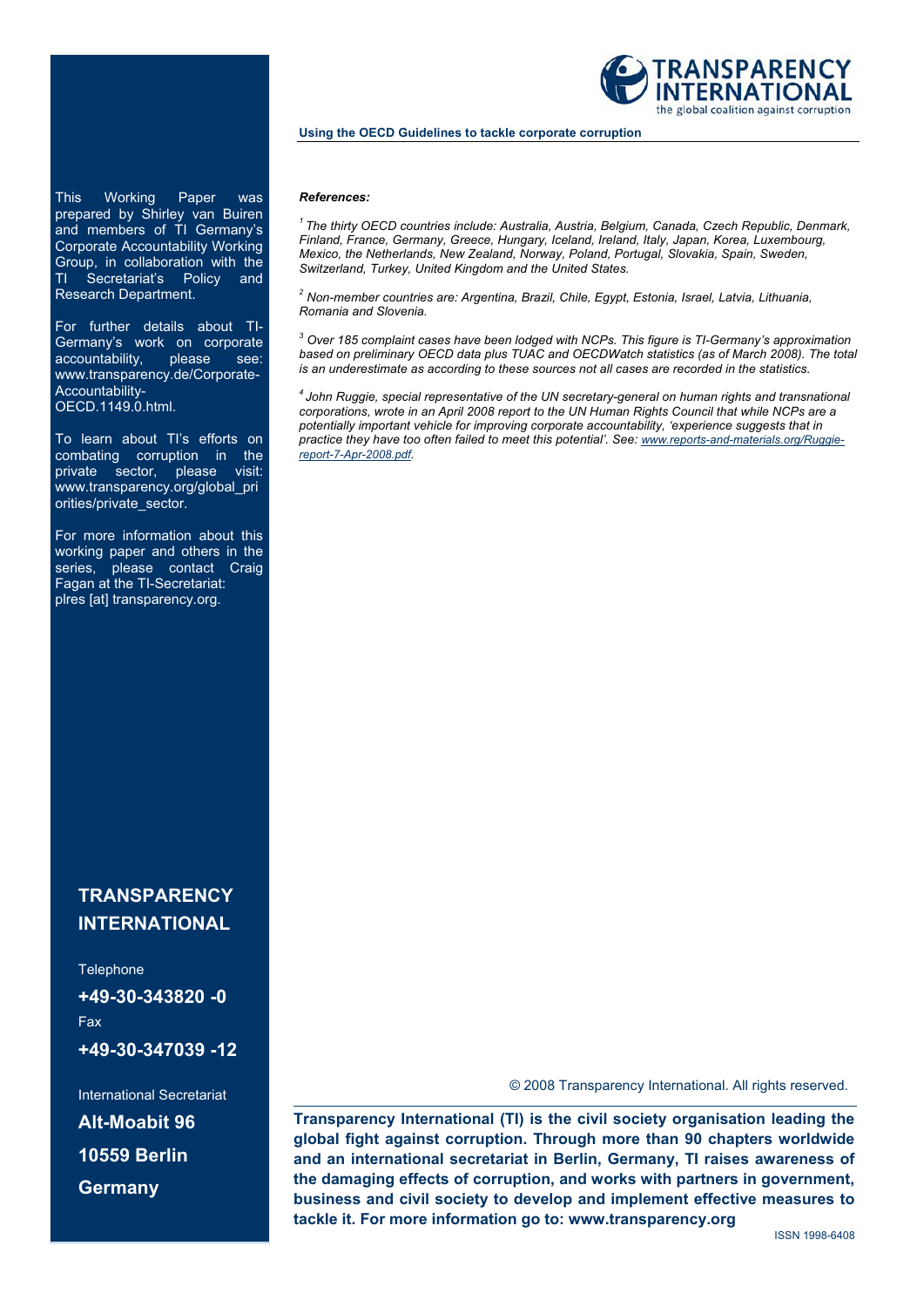This Working Paper was prepared by Shirley van Buiren and members of TI Germany's Corporate Accountability Working Group, in collaboration with the TI Secretariat's Policy and Research Department.

For further details about TI-Germany's work on corporate accountability, please see: www.transparency.de/Corporate-Accountability-OECD.1149.0.html.

To learn about TI's efforts on combating corruption in the private sector, please visit: www.transparency.org/global_priorities/private_sector.

For more information about this working paper and others in the series, please contact Craig Fagan at the TI-Secretariat: plres [at] transparency.org.

***References:***

[1] *The thirty OECD countries include: Australia, Austria, Belgium, Canada, Czech Republic, Denmark, Finland, France, Germany, Greece, Hungary, Iceland, Ireland, Italy, Japan, Korea, Luxembourg, Mexico, the Netherlands, New Zealand, Norway, Poland, Portugal, Slovakia, Spain, Sweden, Switzerland, Turkey, United Kingdom and the United States.*

[2] *Non-member countries are: Argentina, Brazil, Chile, Egypt, Estonia, Israel, Latvia, Lithuania, Romania and Slovenia.*

[3] *Over 185 complaint cases have been lodged with NCPs. This figure is TI-Germany's approximation based on preliminary OECD data plus TUAC and OECDWatch statistics (as of March 2008). The total is an underestimate as according to these sources not all cases are recorded in the statistics.*

[4] *John Ruggie, special representative of the UN secretary-general on human rights and transnational corporations, wrote in an April 2008 report to the UN Human Rights Council that while NCPs are a potentially important vehicle for improving corporate accountability, 'experience suggests that in practice they have too often failed to meet this potential'. See: www.reports-and-materials.org/Ruggie-report-7-Apr-2008.pdf.*

**TRANSPARENCY INTERNATIONAL**

Telephone

**+49-30-343820 -0**

Fax

**+49-30-347039 -12**

International Secretariat

**Alt-Moabit 96**

**10559 Berlin**

**Germany**

© 2008 Transparency International. All rights reserved.

**Transparency International (TI) is the civil society organisation leading the global fight against corruption. Through more than 90 chapters worldwide and an international secretariat in Berlin, Germany, TI raises awareness of the damaging effects of corruption, and works with partners in government, business and civil society to develop and implement effective measures to tackle it. For more information go to: www.transparency.org**

ISSN 1998-6408